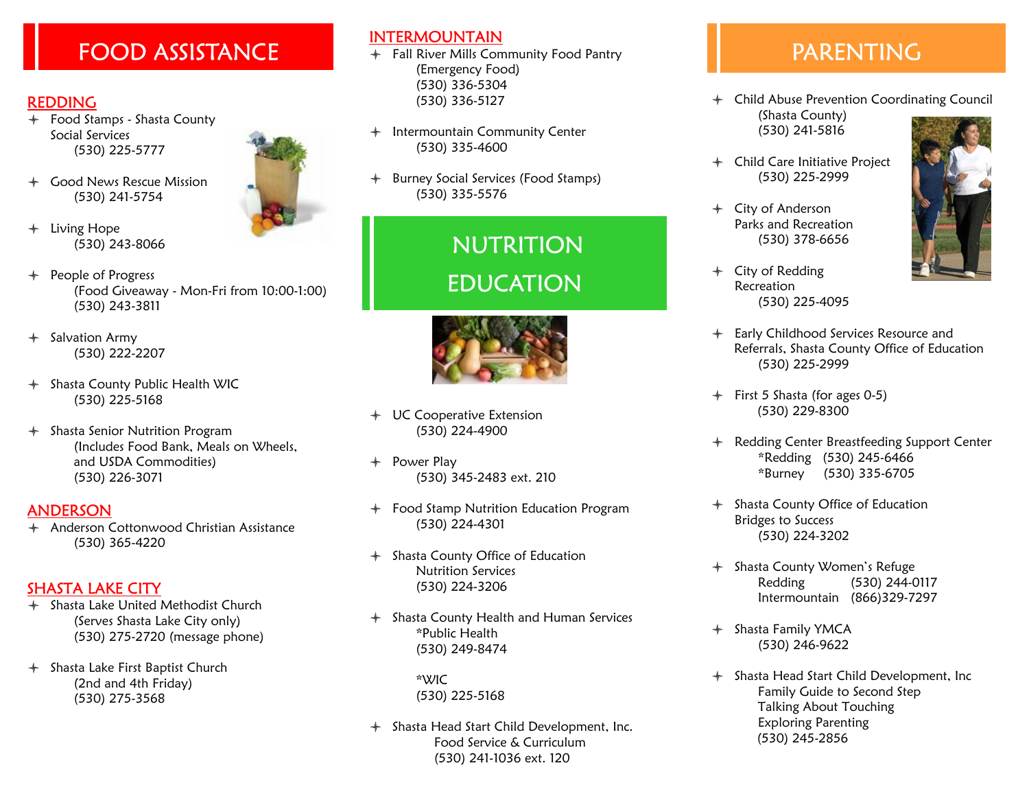# FOOD ASSISTANCE

## REDDING

- Food Stamps - Shasta County Social Services
  (530) 225-5777
- Good News Rescue Mission
  (530) 241-5754
- Living Hope
  (530) 243-8066
- People of Progress
  (Food Giveaway - Mon-Fri from 10:00-1:00)
  (530) 243-3811
- Salvation Army
  (530) 222-2207
- Shasta County Public Health WIC
  (530) 225-5168
- Shasta Senior Nutrition Program
  (Includes Food Bank, Meals on Wheels, and USDA Commodities)
  (530) 226-3071

## ANDERSON

- Anderson Cottonwood Christian Assistance
  (530) 365-4220

## SHASTA LAKE CITY

- Shasta Lake United Methodist Church
  (Serves Shasta Lake City only)
  (530) 275-2720 (message phone)
- Shasta Lake First Baptist Church
  (2nd and 4th Friday)
  (530) 275-3568

## INTERMOUNTAIN

- Fall River Mills Community Food Pantry
  (Emergency Food)
  (530) 336-5304
  (530) 336-5127
- Intermountain Community Center
  (530) 335-4600
- Burney Social Services (Food Stamps)
  (530) 335-5576

# NUTRITION EDUCATION

- UC Cooperative Extension
  (530) 224-4900
- Power Play
  (530) 345-2483 ext. 210
- Food Stamp Nutrition Education Program
  (530) 224-4301
- Shasta County Office of Education
  Nutrition Services
  (530) 224-3206
- Shasta County Health and Human Services
  *Public Health
  (530) 249-8474

  *WIC
  (530) 225-5168
- Shasta Head Start Child Development, Inc.
  Food Service & Curriculum
  (530) 241-1036 ext. 120

# PARENTING

- Child Abuse Prevention Coordinating Council
  (Shasta County)
  (530) 241-5816
- Child Care Initiative Project
  (530) 225-2999
- City of Anderson
  Parks and Recreation
  (530) 378-6656
- City of Redding
  Recreation
  (530) 225-4095
- Early Childhood Services Resource and Referrals, Shasta County Office of Education
  (530) 225-2999
- First 5 Shasta (for ages 0-5)
  (530) 229-8300
- Redding Center Breastfeeding Support Center
  *Redding (530) 245-6466
  *Burney (530) 335-6705
- Shasta County Office of Education
  Bridges to Success
  (530) 224-3202
- Shasta County Women's Refuge
  Redding (530) 244-0117
  Intermountain (866)329-7297
- Shasta Family YMCA
  (530) 246-9622
- Shasta Head Start Child Development, Inc
  Family Guide to Second Step
  Talking About Touching
  Exploring Parenting
  (530) 245-2856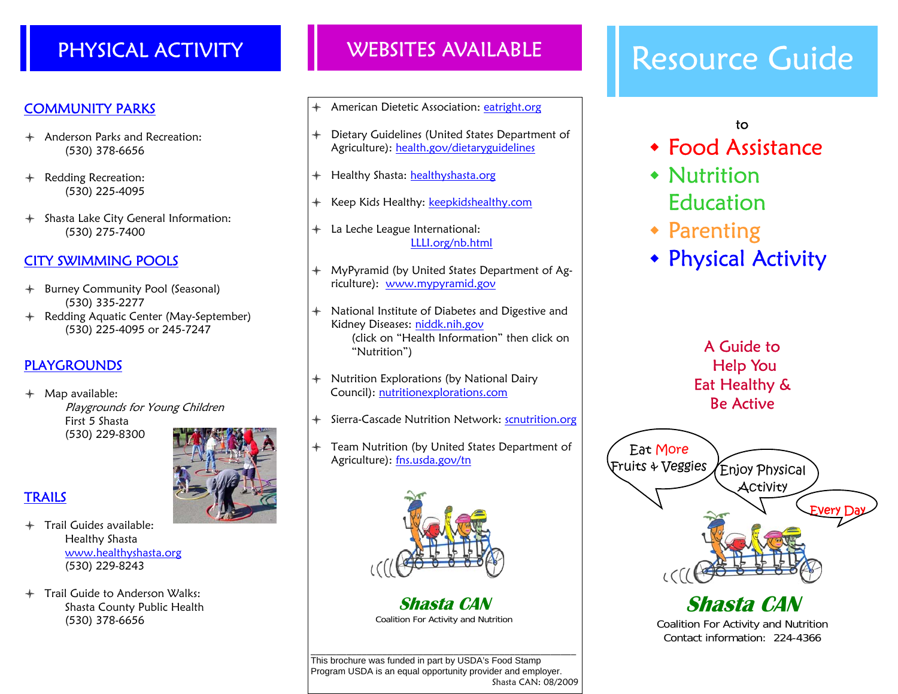## PHYSICAL ACTIVITY

### COMMUNITY PARKS

- Anderson Parks and Recreation:
  (530) 378-6656
- Redding Recreation:
  (530) 225-4095
- Shasta Lake City General Information:
  (530) 275-7400

### CITY SWIMMING POOLS

- Burney Community Pool (Seasonal)
  (530) 335-2277
- Redding Aquatic Center (May-September)
  (530) 225-4095 or 245-7247

### PLAYGROUNDS

- Map available:
  *Playgrounds for Young Children*
  First 5 Shasta
  (530) 229-8300

### TRAILS

- Trail Guides available:
  Healthy Shasta
  www.healthyshasta.org
  (530) 229-8243
- Trail Guide to Anderson Walks:
  Shasta County Public Health
  (530) 378-6656

## WEBSITES AVAILABLE

- American Dietetic Association: eatright.org
- Dietary Guidelines (United States Department of Agriculture): health.gov/dietaryguidelines
- Healthy Shasta: healthyshasta.org
- Keep Kids Healthy: keepkidshealthy.com
- La Leche League International:
  LLLI.org/nb.html
- MyPyramid (by United States Department of Agriculture): www.mypyramid.gov
- National Institute of Diabetes and Digestive and Kidney Diseases: niddk.nih.gov
  (click on "Health Information" then click on "Nutrition")
- Nutrition Explorations (by National Dairy Council): nutritionexplorations.com
- Sierra-Cascade Nutrition Network: scnutrition.org
- Team Nutrition (by United States Department of Agriculture): fns.usda.gov/tn

**Shasta CAN**
Coalition For Activity and Nutrition

This brochure was funded in part by USDA's Food Stamp Program USDA is an equal opportunity provider and employer.
Shasta CAN: 08/2009

# Resource Guide

to

- Food Assistance
- Nutrition Education
- Parenting
- Physical Activity

A Guide to Help You Eat Healthy & Be Active

Eat More Fruits & Veggies

Enjoy Physical Activity

Every Day

**Shasta CAN**
Coalition For Activity and Nutrition
Contact information: 224-4366